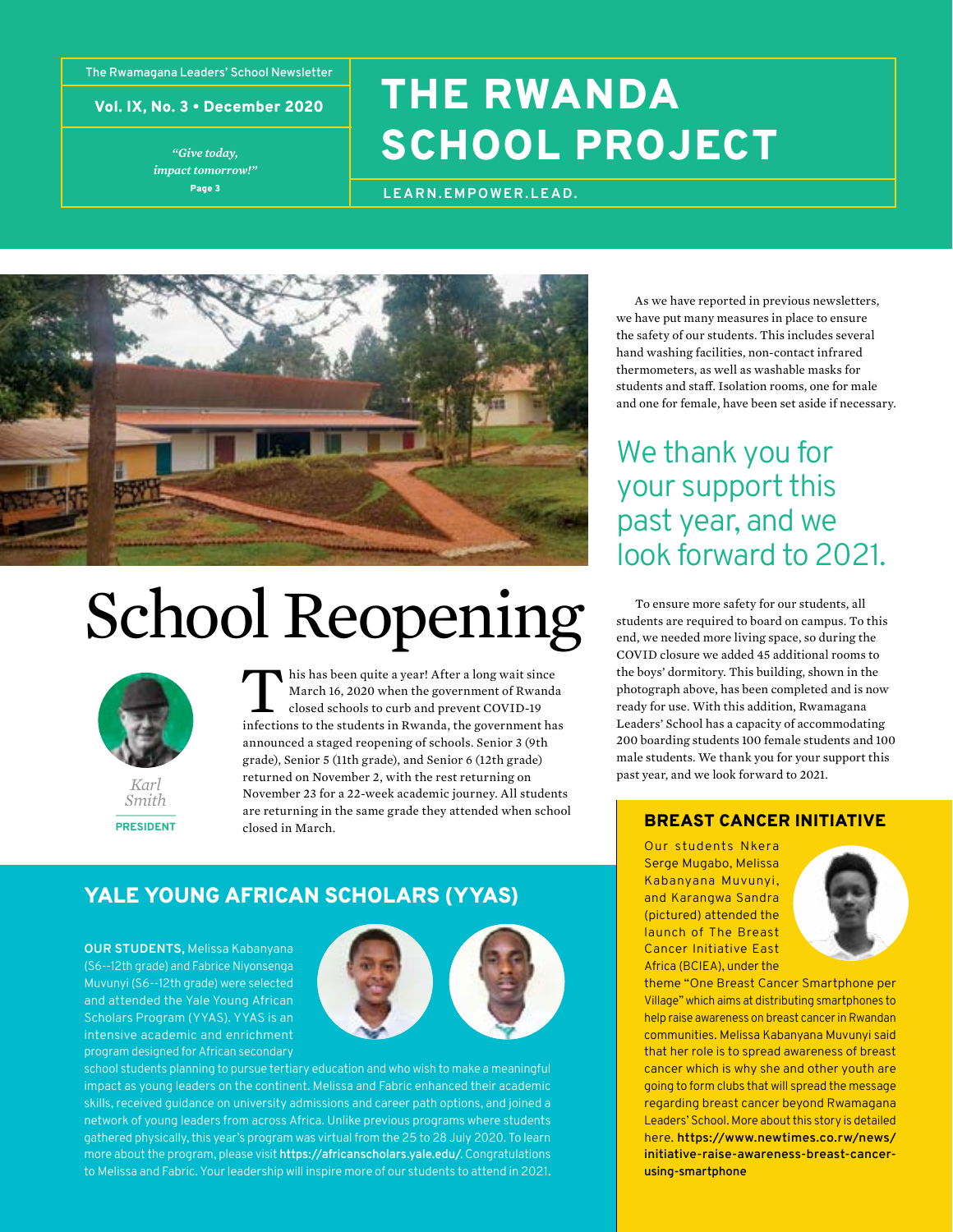The Rwamagana Leaders' School Newsletter

**Vol. IX, No. 3 • December 2020**

*"Give today, impact tomorrow!"*
**Page 3**

# THE RWANDA SCHOOL PROJECT

**LEARN.EMPOWER.LEAD.**

# School Reopening

*Karl Smith*
**PRESIDENT**

This has been quite a year! After a long wait since March 16, 2020 when the government of Rwanda closed schools to curb and prevent COVID-19 infections to the students in Rwanda, the government has announced a staged reopening of schools. Senior 3 (9th grade), Senior 5 (11th grade), and Senior 6 (12th grade) returned on November 2, with the rest returning on November 23 for a 22-week academic journey. All students are returning in the same grade they attended when school closed in March.

As we have reported in previous newsletters, we have put many measures in place to ensure the safety of our students. This includes several hand washing facilities, non-contact infrared thermometers, as well as washable masks for students and staff. Isolation rooms, one for male and one for female, have been set aside if necessary.

> We thank you for your support this past year, and we look forward to 2021.

To ensure more safety for our students, all students are required to board on campus. To this end, we needed more living space, so during the COVID closure we added 45 additional rooms to the boys' dormitory. This building, shown in the photograph above, has been completed and is now ready for use. With this addition, Rwamagana Leaders' School has a capacity of accommodating 200 boarding students 100 female students and 100 male students. We thank you for your support this past year, and we look forward to 2021.

## YALE YOUNG AFRICAN SCHOLARS (YYAS)

**OUR STUDENTS,** Melissa Kabanyana (S6--12th grade) and Fabrice Niyonsenga Muvunyi (S6--12th grade) were selected and attended the Yale Young African Scholars Program (YYAS). YYAS is an intensive academic and enrichment program designed for African secondary school students planning to pursue tertiary education and who wish to make a meaningful impact as young leaders on the continent. Melissa and Fabric enhanced their academic skills, received guidance on university admissions and career path options, and joined a network of young leaders from across Africa. Unlike previous programs where students gathered physically, this year's program was virtual from the 25 to 28 July 2020. To learn more about the program, please visit **https://africanscholars.yale.edu/**. Congratulations to Melissa and Fabric. Your leadership will inspire more of our students to attend in 2021.

## BREAST CANCER INITIATIVE

Our students Nkera Serge Mugabo, Melissa Kabanyana Muvunyi, and Karangwa Sandra (pictured) attended the launch of The Breast Cancer Initiative East Africa (BCIEA), under the theme "One Breast Cancer Smartphone per Village" which aims at distributing smartphones to help raise awareness on breast cancer in Rwandan communities. Melissa Kabanyana Muvunyi said that her role is to spread awareness of breast cancer which is why she and other youth are going to form clubs that will spread the message regarding breast cancer beyond Rwamagana Leaders' School. More about this story is detailed here. **https://www.newtimes.co.rw/news/initiative-raise-awareness-breast-cancer-using-smartphone**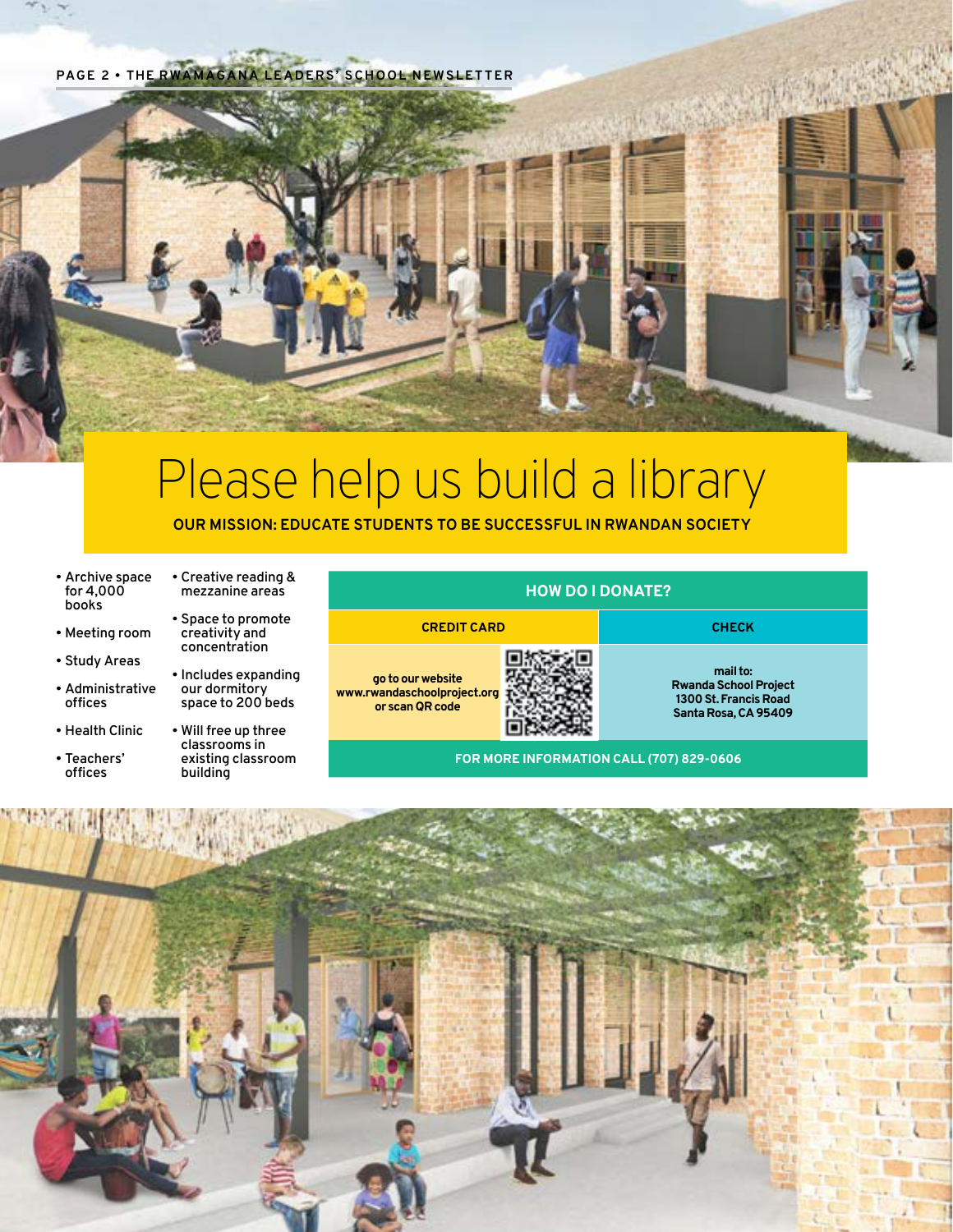# Please help us build a library

**OUR MISSION: EDUCATE STUDENTS TO BE SUCCESSFUL IN RWANDAN SOCIETY**

- Archive space for 4,000 books
- Meeting room
- Study Areas
- Administrative offices
- Health Clinic
- Teachers' offices
- Creative reading & mezzanine areas
- Space to promote creativity and concentration
- Includes expanding our dormitory space to 200 beds
- Will free up three classrooms in existing classroom building

| HOW DO I DONATE? | |
| --- | --- |
| **CREDIT CARD** | **CHECK** |
| **go to our website www.rwandaschoolproject.org or scan QR code** | **mail to: Rwanda School Project 1300 St. Francis Road Santa Rosa, CA 95409** |

**FOR MORE INFORMATION CALL (707) 829-0606**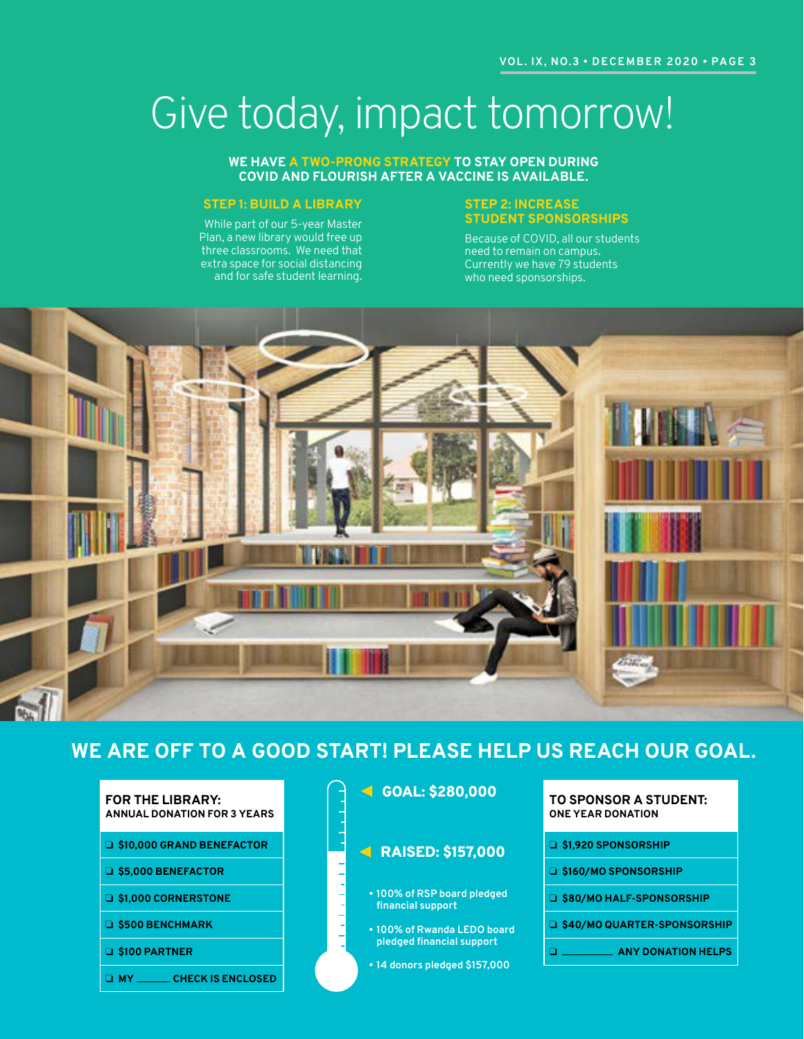# Give today, impact tomorrow!

**WE HAVE A TWO-PRONG STRATEGY TO STAY OPEN DURING COVID AND FLOURISH AFTER A VACCINE IS AVAILABLE.**

### STEP 1: BUILD A LIBRARY

While part of our 5-year Master Plan, a new library would free up three classrooms. We need that extra space for social distancing and for safe student learning.

### STEP 2: INCREASE STUDENT SPONSORSHIPS

Because of COVID, all our students need to remain on campus. Currently we have 79 students who need sponsorships.

## WE ARE OFF TO A GOOD START! PLEASE HELP US REACH OUR GOAL.

**FOR THE LIBRARY:**
**ANNUAL DONATION FOR 3 YEARS**

- ❑ $10,000 GRAND BENEFACTOR
- ❑ $5,000 BENEFACTOR
- ❑ $1,000 CORNERSTONE
- ❑ $500 BENCHMARK
- ❑ $100 PARTNER
- ❑ MY ______ CHECK IS ENCLOSED

**GOAL: $280,000**

**RAISED: $157,000**

- 100% of RSP board pledged financial support
- 100% of Rwanda LEDO board pledged financial support
- 14 donors pledged $157,000

**TO SPONSOR A STUDENT:**
**ONE YEAR DONATION**

- ❑ $1,920 SPONSORSHIP
- ❑ $160/MO SPONSORSHIP
- ❑ $80/MO HALF-SPONSORSHIP
- ❑ $40/MO QUARTER-SPONSORSHIP
- ❑ ______ ANY DONATION HELPS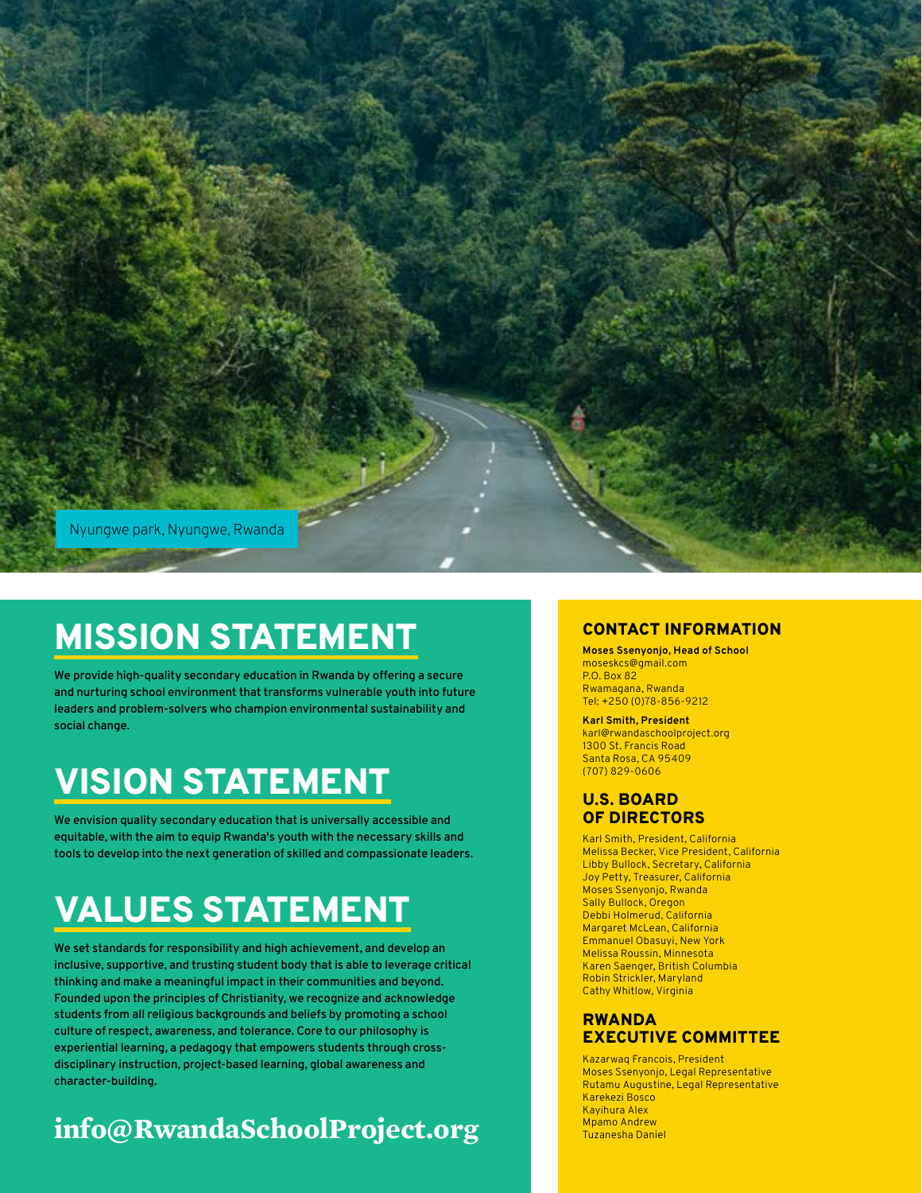Nyungwe park, Nyungwe, Rwanda

# MISSION STATEMENT

We provide high-quality secondary education in Rwanda by offering a secure and nurturing school environment that transforms vulnerable youth into future leaders and problem-solvers who champion environmental sustainability and social change.

# VISION STATEMENT

We envision quality secondary education that is universally accessible and equitable, with the aim to equip Rwanda's youth with the necessary skills and tools to develop into the next generation of skilled and compassionate leaders.

# VALUES STATEMENT

We set standards for responsibility and high achievement, and develop an inclusive, supportive, and trusting student body that is able to leverage critical thinking and make a meaningful impact in their communities and beyond. Founded upon the principles of Christianity, we recognize and acknowledge students from all religious backgrounds and beliefs by promoting a school culture of respect, awareness, and tolerance. Core to our philosophy is experiential learning, a pedagogy that empowers students through cross-disciplinary instruction, project-based learning, global awareness and character-building.

**info@RwandaSchoolProject.org**

## CONTACT INFORMATION

**Moses Ssenyonjo, Head of School**
moseskcs@gmail.com
P.O. Box 82
Rwamagana, Rwanda
Tel: +250 (0)78-856-9212

**Karl Smith, President**
karl@rwandaschoolproject.org
1300 St. Francis Road
Santa Rosa, CA 95409
(707) 829-0606

## U.S. BOARD OF DIRECTORS

Karl Smith, President, California
Melissa Becker, Vice President, California
Libby Bullock, Secretary, California
Joy Petty, Treasurer, California
Moses Ssenyonjo, Rwanda
Sally Bullock, Oregon
Debbi Holmerud, California
Margaret McLean, California
Emmanuel Obasuyi, New York
Melissa Roussin, Minnesota
Karen Saenger, British Columbia
Robin Strickler, Maryland
Cathy Whitlow, Virginia

## RWANDA EXECUTIVE COMMITTEE

Kazarwaq Francois, President
Moses Ssenyonjo, Legal Representative
Rutamu Augustine, Legal Representative
Karekezi Bosco
Kayihura Alex
Mpamo Andrew
Tuzanesha Daniel